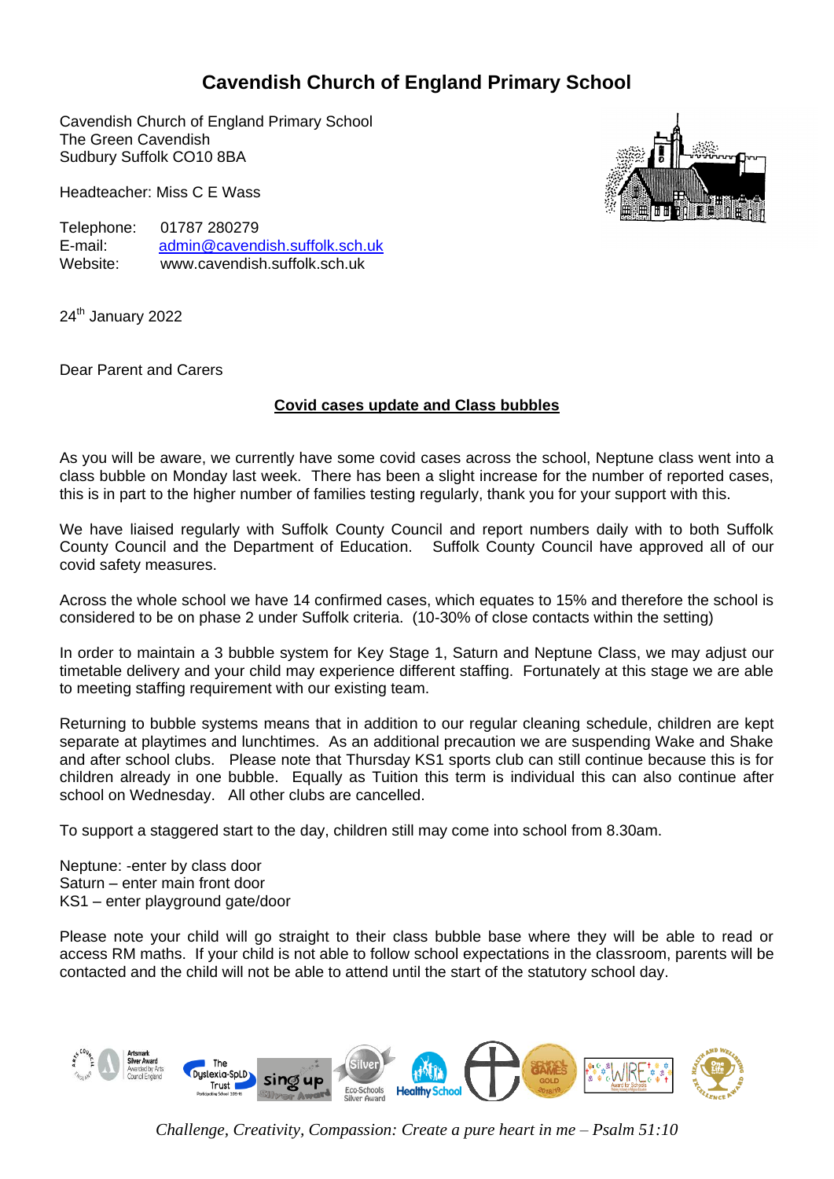# Cavendish Church of England Primary School

Cavendish Church of England Primary School
The Green Cavendish
Sudbury Suffolk CO10 8BA

Headteacher: Miss C E Wass

Telephone: 01787 280279
E-mail: admin@cavendish.suffolk.sch.uk
Website: www.cavendish.suffolk.sch.uk

24th January 2022

Dear Parent and Carers

**Covid cases update and Class bubbles**

As you will be aware, we currently have some covid cases across the school, Neptune class went into a class bubble on Monday last week. There has been a slight increase for the number of reported cases, this is in part to the higher number of families testing regularly, thank you for your support with this.

We have liaised regularly with Suffolk County Council and report numbers daily with to both Suffolk County Council and the Department of Education. Suffolk County Council have approved all of our covid safety measures.

Across the whole school we have 14 confirmed cases, which equates to 15% and therefore the school is considered to be on phase 2 under Suffolk criteria. (10-30% of close contacts within the setting)

In order to maintain a 3 bubble system for Key Stage 1, Saturn and Neptune Class, we may adjust our timetable delivery and your child may experience different staffing. Fortunately at this stage we are able to meeting staffing requirement with our existing team.

Returning to bubble systems means that in addition to our regular cleaning schedule, children are kept separate at playtimes and lunchtimes. As an additional precaution we are suspending Wake and Shake and after school clubs. Please note that Thursday KS1 sports club can still continue because this is for children already in one bubble. Equally as Tuition this term is individual this can also continue after school on Wednesday. All other clubs are cancelled.

To support a staggered start to the day, children still may come into school from 8.30am.

Neptune: -enter by class door
Saturn – enter main front door
KS1 – enter playground gate/door

Please note your child will go straight to their class bubble base where they will be able to read or access RM maths. If your child is not able to follow school expectations in the classroom, parents will be contacted and the child will not be able to attend until the start of the statutory school day.

*Challenge, Creativity, Compassion: Create a pure heart in me – Psalm 51:10*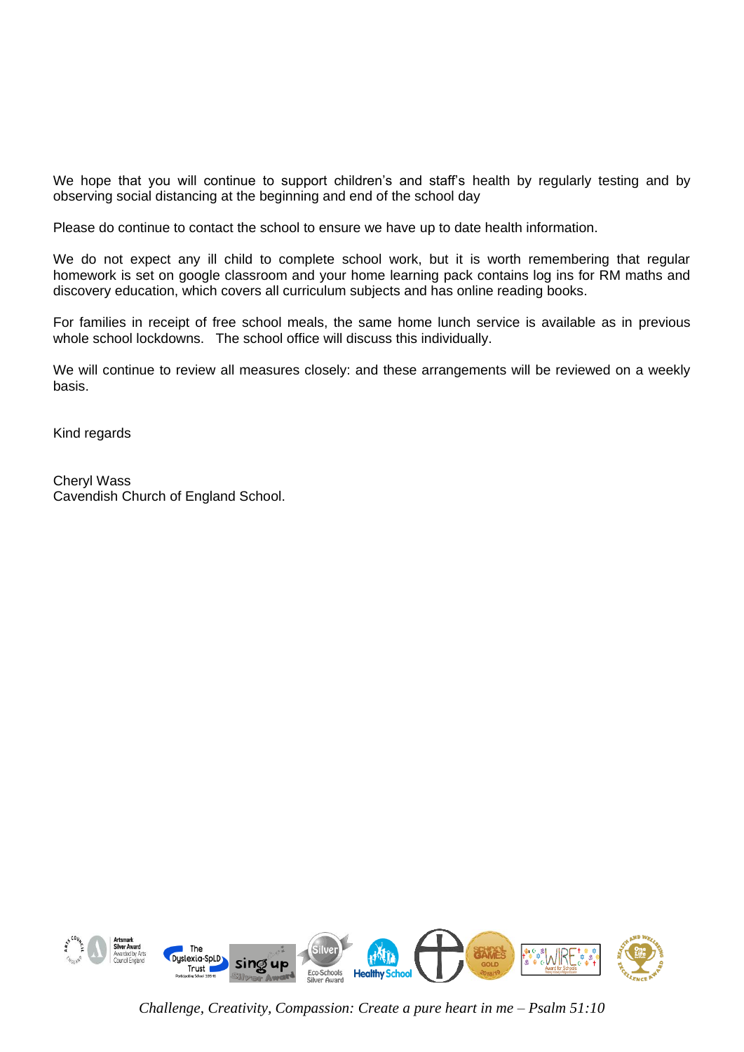We hope that you will continue to support children's and staff's health by regularly testing and by observing social distancing at the beginning and end of the school day

Please do continue to contact the school to ensure we have up to date health information.

We do not expect any ill child to complete school work, but it is worth remembering that regular homework is set on google classroom and your home learning pack contains log ins for RM maths and discovery education, which covers all curriculum subjects and has online reading books.

For families in receipt of free school meals, the same home lunch service is available as in previous whole school lockdowns. The school office will discuss this individually.

We will continue to review all measures closely: and these arrangements will be reviewed on a weekly basis.

Kind regards

Cheryl Wass
Cavendish Church of England School.